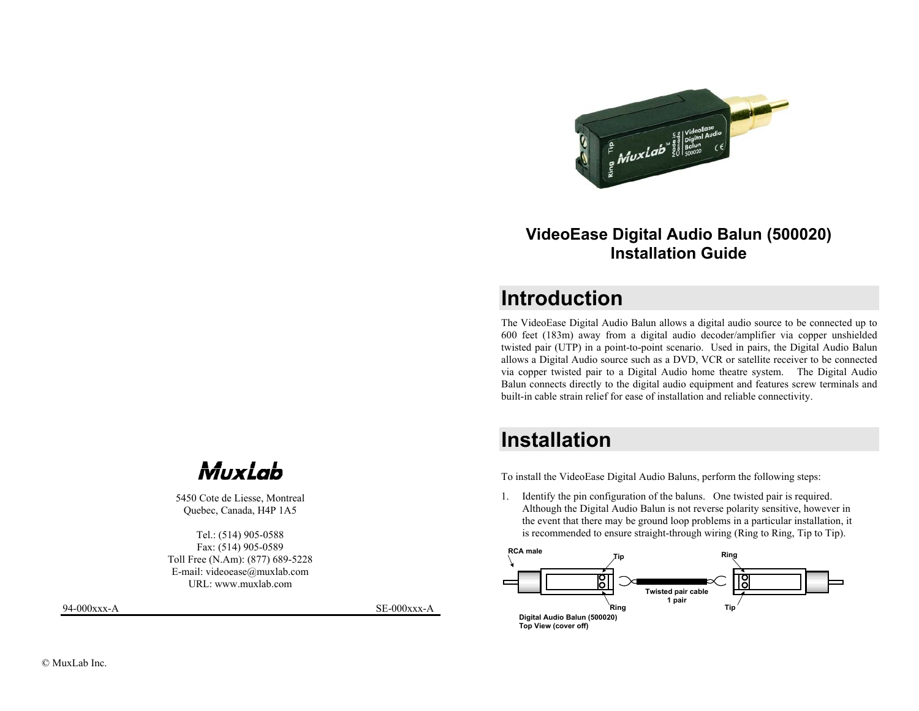**MuxLab**

5450 Cote de Liesse, Montreal
Quebec, Canada, H4P 1A5

Tel.: (514) 905-0588
Fax: (514) 905-0589
Toll Free (N.Am): (877) 689-5228
E-mail: videoease@muxlab.com
URL: www.muxlab.com

94-000xxx-A SE-000xxx-A

© MuxLab Inc.

# VideoEase Digital Audio Balun (500020) Installation Guide

## Introduction

The VideoEase Digital Audio Balun allows a digital audio source to be connected up to 600 feet (183m) away from a digital audio decoder/amplifier via copper unshielded twisted pair (UTP) in a point-to-point scenario. Used in pairs, the Digital Audio Balun allows a Digital Audio source such as a DVD, VCR or satellite receiver to be connected via copper twisted pair to a Digital Audio home theatre system. The Digital Audio Balun connects directly to the digital audio equipment and features screw terminals and built-in cable strain relief for ease of installation and reliable connectivity.

## Installation

To install the VideoEase Digital Audio Baluns, perform the following steps:

1. Identify the pin configuration of the baluns. One twisted pair is required. Although the Digital Audio Balun is not reverse polarity sensitive, however in the event that there may be ground loop problems in a particular installation, it is recommended to ensure straight-through wiring (Ring to Ring, Tip to Tip).

RCA male
Tip
Ring
Twisted pair cable
1 pair
Ring
Tip
Digital Audio Balun (500020)
Top View (cover off)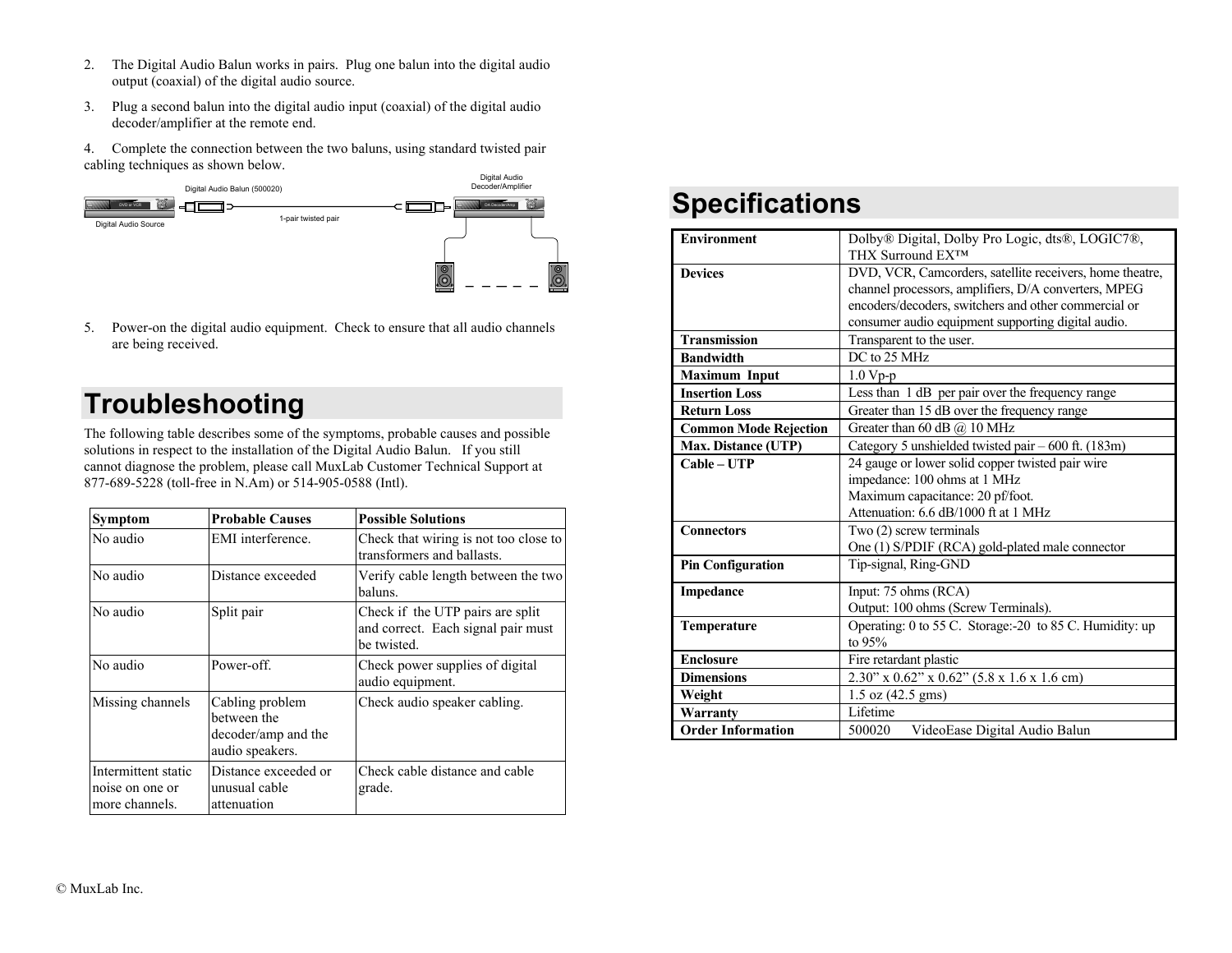2. The Digital Audio Balun works in pairs. Plug one balun into the digital audio output (coaxial) of the digital audio source.

3. Plug a second balun into the digital audio input (coaxial) of the digital audio decoder/amplifier at the remote end.

4. Complete the connection between the two baluns, using standard twisted pair cabling techniques as shown below.

Digital Audio Balun (500020)

Digital Audio Decoder/Amplifier

DVD or VCR

DA Decoder/Amp

Digital Audio Source

1-pair twisted pair

5. Power-on the digital audio equipment. Check to ensure that all audio channels are being received.

# Troubleshooting

The following table describes some of the symptoms, probable causes and possible solutions in respect to the installation of the Digital Audio Balun. If you still cannot diagnose the problem, please call MuxLab Customer Technical Support at 877-689-5228 (toll-free in N.Am) or 514-905-0588 (Intl).

| Symptom | Probable Causes | Possible Solutions |
|---|---|---|
| No audio | EMI interference. | Check that wiring is not too close to transformers and ballasts. |
| No audio | Distance exceeded | Verify cable length between the two baluns. |
| No audio | Split pair | Check if the UTP pairs are split and correct. Each signal pair must be twisted. |
| No audio | Power-off. | Check power supplies of digital audio equipment. |
| Missing channels | Cabling problem between the decoder/amp and the audio speakers. | Check audio speaker cabling. |
| Intermittent static noise on one or more channels. | Distance exceeded or unusual cable attenuation | Check cable distance and cable grade. |

© MuxLab Inc.

# Specifications

| | |
|---|---|
| **Environment** | Dolby® Digital, Dolby Pro Logic, dts®, LOGIC7®, THX Surround EX™ |
| **Devices** | DVD, VCR, Camcorders, satellite receivers, home theatre, channel processors, amplifiers, D/A converters, MPEG encoders/decoders, switchers and other commercial or consumer audio equipment supporting digital audio. |
| **Transmission** | Transparent to the user. |
| **Bandwidth** | DC to 25 MHz |
| **Maximum Input** | 1.0 Vp-p |
| **Insertion Loss** | Less than 1 dB per pair over the frequency range |
| **Return Loss** | Greater than 15 dB over the frequency range |
| **Common Mode Rejection** | Greater than 60 dB @ 10 MHz |
| **Max. Distance (UTP)** | Category 5 unshielded twisted pair – 600 ft. (183m) |
| **Cable – UTP** | 24 gauge or lower solid copper twisted pair wire<br>impedance: 100 ohms at 1 MHz<br>Maximum capacitance: 20 pf/foot.<br>Attenuation: 6.6 dB/1000 ft at 1 MHz |
| **Connectors** | Two (2) screw terminals<br>One (1) S/PDIF (RCA) gold-plated male connector |
| **Pin Configuration** | Tip-signal, Ring-GND |
| **Impedance** | Input: 75 ohms (RCA)<br>Output: 100 ohms (Screw Terminals). |
| **Temperature** | Operating: 0 to 55 C. Storage:-20 to 85 C. Humidity: up to 95% |
| **Enclosure** | Fire retardant plastic |
| **Dimensions** | 2.30” x 0.62” x 0.62” (5.8 x 1.6 x 1.6 cm) |
| **Weight** | 1.5 oz (42.5 gms) |
| **Warranty** | Lifetime |
| **Order Information** | 500020 VideoEase Digital Audio Balun |